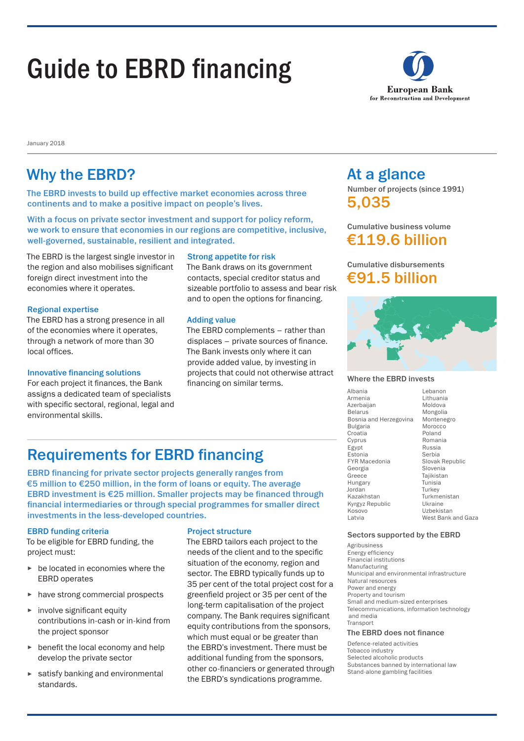# Guide to EBRD financing

European Bank for Reconstruction and Development

January 2018

## Why the EBRD?

**The EBRD invests to build up effective market economies across three continents and to make a positive impact on people's lives.**

**With a focus on private sector investment and support for policy reform, we work to ensure that economies in our regions are competitive, inclusive, well-governed, sustainable, resilient and integrated.**

The EBRD is the largest single investor in the region and also mobilises significant foreign direct investment into the economies where it operates.

### Regional expertise

The EBRD has a strong presence in all of the economies where it operates, through a network of more than 30 local offices.

### Innovative financing solutions

For each project it finances, the Bank assigns a dedicated team of specialists with specific sectoral, regional, legal and environmental skills.

### Strong appetite for risk

The Bank draws on its government contacts, special creditor status and sizeable portfolio to assess and bear risk and to open the options for financing.

### Adding value

The EBRD complements – rather than displaces – private sources of finance. The Bank invests only where it can provide added value, by investing in projects that could not otherwise attract financing on similar terms.

## Requirements for EBRD financing

**EBRD financing for private sector projects generally ranges from €5 million to €250 million, in the form of loans or equity. The average EBRD investment is €25 million. Smaller projects may be financed through financial intermediaries or through special programmes for smaller direct investments in the less-developed countries.**

### EBRD funding criteria

To be eligible for EBRD funding, the project must:

- be located in economies where the EBRD operates
- have strong commercial prospects
- involve significant equity contributions in-cash or in-kind from the project sponsor
- benefit the local economy and help develop the private sector
- satisfy banking and environmental standards.

### Project structure

The EBRD tailors each project to the needs of the client and to the specific situation of the economy, region and sector. The EBRD typically funds up to 35 per cent of the total project cost for a greenfield project or 35 per cent of the long-term capitalisation of the project company. The Bank requires significant equity contributions from the sponsors, which must equal or be greater than the EBRD's investment. There must be additional funding from the sponsors, other co-financiers or generated through the EBRD's syndications programme.

## At a glance

Number of projects (since 1991)
**5,035**

Cumulative business volume
**€119.6 billion**

Cumulative disbursements
**€91.5 billion**

### Where the EBRD invests

Albania
Armenia
Azerbaijan
Belarus
Bosnia and Herzegovina
Bulgaria
Croatia
Cyprus
Egypt
Estonia
FYR Macedonia
Georgia
Greece
Hungary
Jordan
Kazakhstan
Kyrgyz Republic
Kosovo
Latvia
Lebanon
Lithuania
Moldova
Mongolia
Montenegro
Morocco
Poland
Romania
Russia
Serbia
Slovak Republic
Slovenia
Tajikistan
Tunisia
Turkey
Turkmenistan
Ukraine
Uzbekistan
West Bank and Gaza

### Sectors supported by the EBRD

Agribusiness
Energy efficiency
Financial institutions
Manufacturing
Municipal and environmental infrastructure
Natural resources
Power and energy
Property and tourism
Small and medium-sized enterprises
Telecommunications, information technology and media
Transport

### The EBRD does not finance

Defence-related activities
Tobacco industry
Selected alcoholic products
Substances banned by international law
Stand-alone gambling facilities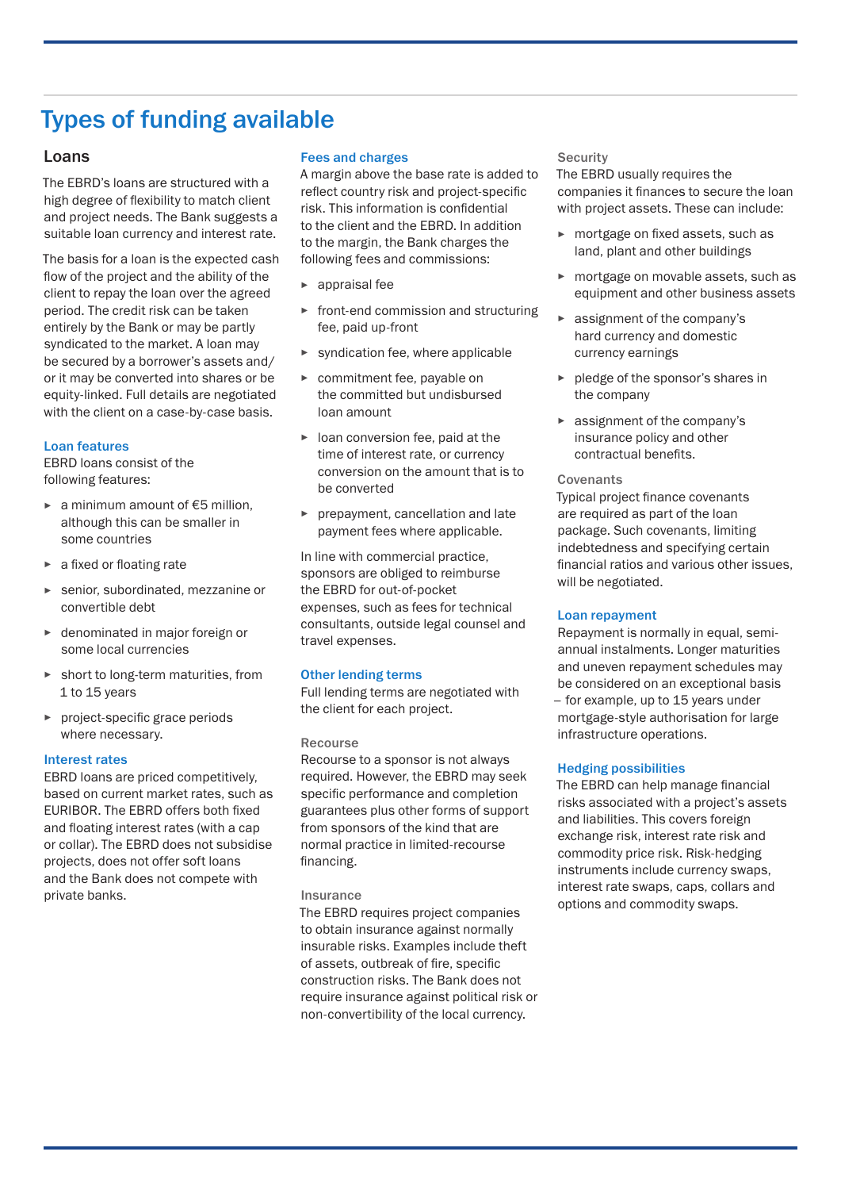# Types of funding available

## Loans

The EBRD's loans are structured with a high degree of flexibility to match client and project needs. The Bank suggests a suitable loan currency and interest rate.

The basis for a loan is the expected cash flow of the project and the ability of the client to repay the loan over the agreed period. The credit risk can be taken entirely by the Bank or may be partly syndicated to the market. A loan may be secured by a borrower's assets and/or it may be converted into shares or be equity-linked. Full details are negotiated with the client on a case-by-case basis.

### Loan features

EBRD loans consist of the following features:

- a minimum amount of €5 million, although this can be smaller in some countries
- a fixed or floating rate
- senior, subordinated, mezzanine or convertible debt
- denominated in major foreign or some local currencies
- short to long-term maturities, from 1 to 15 years
- project-specific grace periods where necessary.

### Interest rates

EBRD loans are priced competitively, based on current market rates, such as EURIBOR. The EBRD offers both fixed and floating interest rates (with a cap or collar). The EBRD does not subsidise projects, does not offer soft loans and the Bank does not compete with private banks.

### Fees and charges

A margin above the base rate is added to reflect country risk and project-specific risk. This information is confidential to the client and the EBRD. In addition to the margin, the Bank charges the following fees and commissions:

- appraisal fee
- front-end commission and structuring fee, paid up-front
- syndication fee, where applicable
- commitment fee, payable on the committed but undisbursed loan amount
- loan conversion fee, paid at the time of interest rate, or currency conversion on the amount that is to be converted
- prepayment, cancellation and late payment fees where applicable.

In line with commercial practice, sponsors are obliged to reimburse the EBRD for out-of-pocket expenses, such as fees for technical consultants, outside legal counsel and travel expenses.

### Other lending terms

Full lending terms are negotiated with the client for each project.

#### Recourse

Recourse to a sponsor is not always required. However, the EBRD may seek specific performance and completion guarantees plus other forms of support from sponsors of the kind that are normal practice in limited-recourse financing.

#### Insurance

The EBRD requires project companies to obtain insurance against normally insurable risks. Examples include theft of assets, outbreak of fire, specific construction risks. The Bank does not require insurance against political risk or non-convertibility of the local currency.

#### Security

The EBRD usually requires the companies it finances to secure the loan with project assets. These can include:

- mortgage on fixed assets, such as land, plant and other buildings
- mortgage on movable assets, such as equipment and other business assets
- assignment of the company's hard currency and domestic currency earnings
- pledge of the sponsor's shares in the company
- assignment of the company's insurance policy and other contractual benefits.

#### Covenants

Typical project finance covenants are required as part of the loan package. Such covenants, limiting indebtedness and specifying certain financial ratios and various other issues, will be negotiated.

### Loan repayment

Repayment is normally in equal, semi-annual instalments. Longer maturities and uneven repayment schedules may be considered on an exceptional basis – for example, up to 15 years under mortgage-style authorisation for large infrastructure operations.

### Hedging possibilities

The EBRD can help manage financial risks associated with a project's assets and liabilities. This covers foreign exchange risk, interest rate risk and commodity price risk. Risk-hedging instruments include currency swaps, interest rate swaps, caps, collars and options and commodity swaps.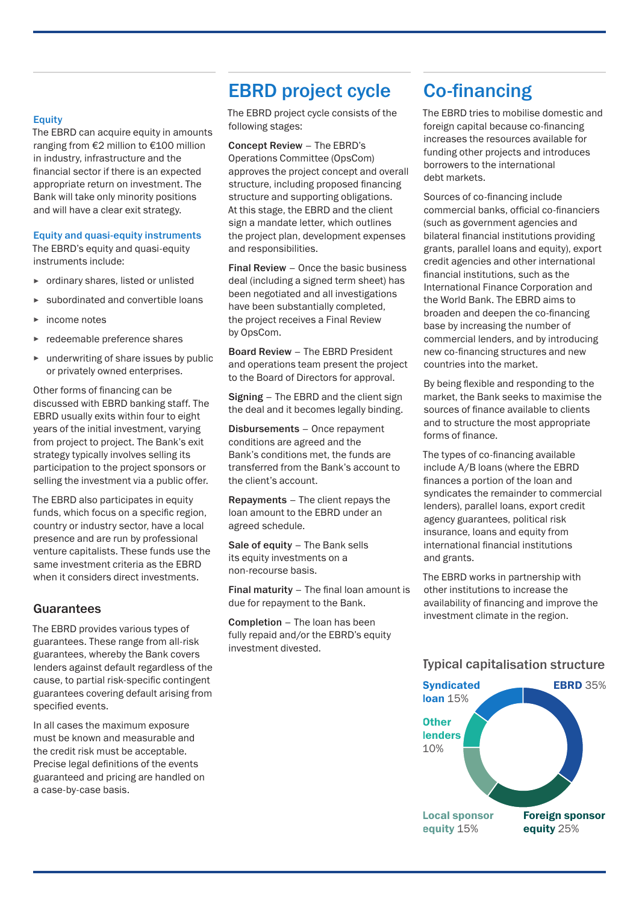### Equity

The EBRD can acquire equity in amounts ranging from €2 million to €100 million in industry, infrastructure and the financial sector if there is an expected appropriate return on investment. The Bank will take only minority positions and will have a clear exit strategy.

### Equity and quasi-equity instruments

The EBRD's equity and quasi-equity instruments include:

- ordinary shares, listed or unlisted
- subordinated and convertible loans
- income notes
- redeemable preference shares
- underwriting of share issues by public or privately owned enterprises.

Other forms of financing can be discussed with EBRD banking staff. The EBRD usually exits within four to eight years of the initial investment, varying from project to project. The Bank's exit strategy typically involves selling its participation to the project sponsors or selling the investment via a public offer.

The EBRD also participates in equity funds, which focus on a specific region, country or industry sector, have a local presence and are run by professional venture capitalists. These funds use the same investment criteria as the EBRD when it considers direct investments.

## Guarantees

The EBRD provides various types of guarantees. These range from all-risk guarantees, whereby the Bank covers lenders against default regardless of the cause, to partial risk-specific contingent guarantees covering default arising from specified events.

In all cases the maximum exposure must be known and measurable and the credit risk must be acceptable. Precise legal definitions of the events guaranteed and pricing are handled on a case-by-case basis.

# EBRD project cycle

The EBRD project cycle consists of the following stages:

**Concept Review** – The EBRD's Operations Committee (OpsCom) approves the project concept and overall structure, including proposed financing structure and supporting obligations. At this stage, the EBRD and the client sign a mandate letter, which outlines the project plan, development expenses and responsibilities.

**Final Review** – Once the basic business deal (including a signed term sheet) has been negotiated and all investigations have been substantially completed, the project receives a Final Review by OpsCom.

**Board Review** – The EBRD President and operations team present the project to the Board of Directors for approval.

**Signing** – The EBRD and the client sign the deal and it becomes legally binding.

**Disbursements** – Once repayment conditions are agreed and the Bank's conditions met, the funds are transferred from the Bank's account to the client's account.

**Repayments** – The client repays the loan amount to the EBRD under an agreed schedule.

**Sale of equity** – The Bank sells its equity investments on a non-recourse basis.

**Final maturity** – The final loan amount is due for repayment to the Bank.

**Completion** – The loan has been fully repaid and/or the EBRD's equity investment divested.

# Co-financing

The EBRD tries to mobilise domestic and foreign capital because co-financing increases the resources available for funding other projects and introduces borrowers to the international debt markets.

Sources of co-financing include commercial banks, official co-financiers (such as government agencies and bilateral financial institutions providing grants, parallel loans and equity), export credit agencies and other international financial institutions, such as the International Finance Corporation and the World Bank. The EBRD aims to broaden and deepen the co-financing base by increasing the number of commercial lenders, and by introducing new co-financing structures and new countries into the market.

By being flexible and responding to the market, the Bank seeks to maximise the sources of finance available to clients and to structure the most appropriate forms of finance.

The types of co-financing available include A/B loans (where the EBRD finances a portion of the loan and syndicates the remainder to commercial lenders), parallel loans, export credit agency guarantees, political risk insurance, loans and equity from international financial institutions and grants.

The EBRD works in partnership with other institutions to increase the availability of financing and improve the investment climate in the region.

### Typical capitalisation structure

| Source | Share |
|---|---|
| EBRD | 35% |
| Foreign sponsor equity | 25% |
| Local sponsor equity | 15% |
| Other lenders | 10% |
| Syndicated loan | 15% |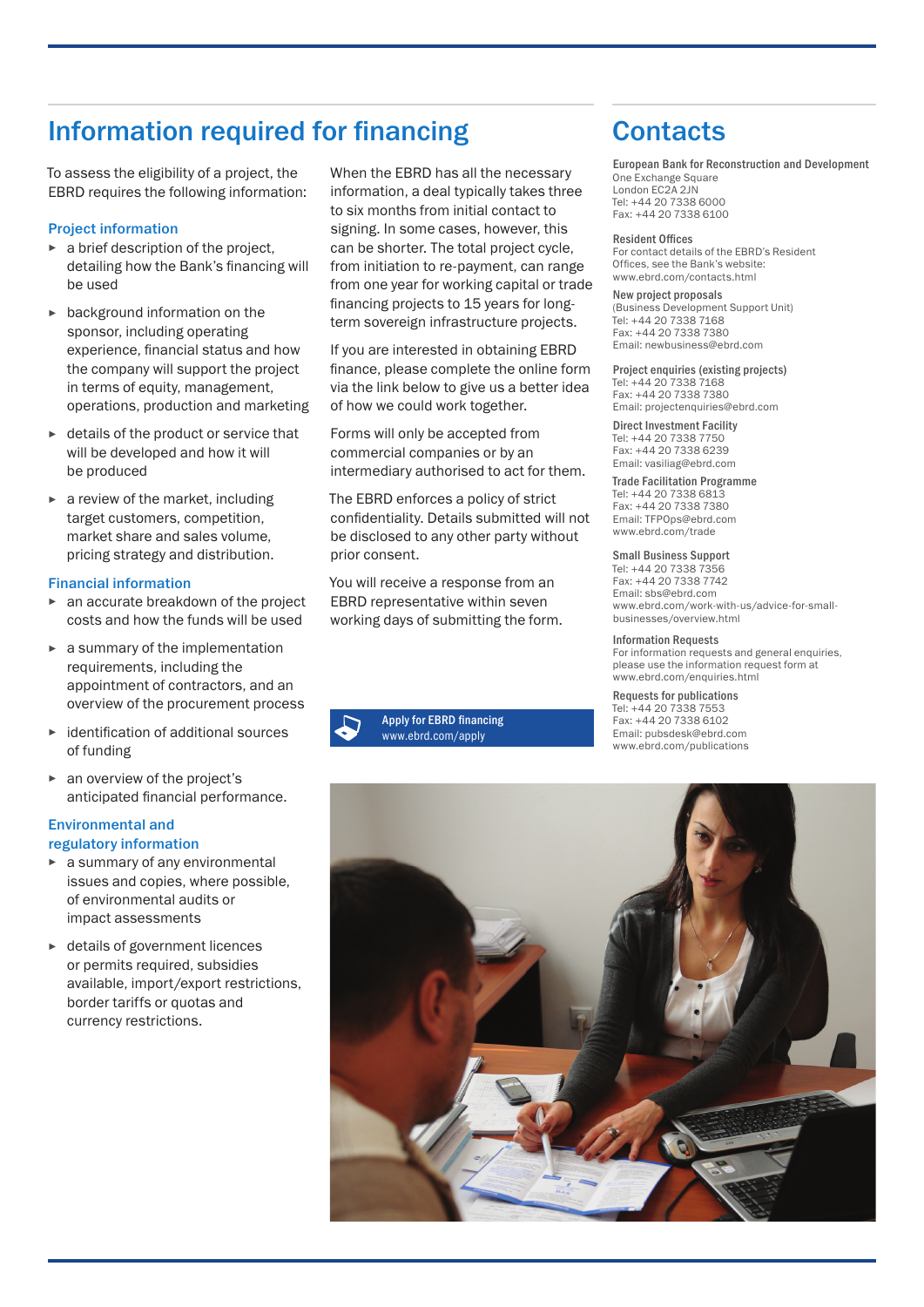# Information required for financing

To assess the eligibility of a project, the EBRD requires the following information:

### Project information

- a brief description of the project, detailing how the Bank's financing will be used
- background information on the sponsor, including operating experience, financial status and how the company will support the project in terms of equity, management, operations, production and marketing
- details of the product or service that will be developed and how it will be produced
- a review of the market, including target customers, competition, market share and sales volume, pricing strategy and distribution.

### Financial information

- an accurate breakdown of the project costs and how the funds will be used
- a summary of the implementation requirements, including the appointment of contractors, and an overview of the procurement process
- identification of additional sources of funding
- an overview of the project's anticipated financial performance.

### Environmental and regulatory information

- a summary of any environmental issues and copies, where possible, of environmental audits or impact assessments
- details of government licences or permits required, subsidies available, import/export restrictions, border tariffs or quotas and currency restrictions.

When the EBRD has all the necessary information, a deal typically takes three to six months from initial contact to signing. In some cases, however, this can be shorter. The total project cycle, from initiation to re-payment, can range from one year for working capital or trade financing projects to 15 years for long-term sovereign infrastructure projects.

If you are interested in obtaining EBRD finance, please complete the online form via the link below to give us a better idea of how we could work together.

Forms will only be accepted from commercial companies or by an intermediary authorised to act for them.

The EBRD enforces a policy of strict confidentiality. Details submitted will not be disclosed to any other party without prior consent.

You will receive a response from an EBRD representative within seven working days of submitting the form.

**Apply for EBRD financing**
www.ebrd.com/apply

# Contacts

**European Bank for Reconstruction and Development**
One Exchange Square
London EC2A 2JN
Tel: +44 20 7338 6000
Fax: +44 20 7338 6100

**Resident Offices**
For contact details of the EBRD's Resident Offices, see the Bank's website:
www.ebrd.com/contacts.html

**New project proposals**
(Business Development Support Unit)
Tel: +44 20 7338 7168
Fax: +44 20 7338 7380
Email: newbusiness@ebrd.com

**Project enquiries (existing projects)**
Tel: +44 20 7338 7168
Fax: +44 20 7338 7380
Email: projectenquiries@ebrd.com

**Direct Investment Facility**
Tel: +44 20 7338 7750
Fax: +44 20 7338 6239
Email: vasiliag@ebrd.com

**Trade Facilitation Programme**
Tel: +44 20 7338 6813
Fax: +44 20 7338 7380
Email: TFPOps@ebrd.com
www.ebrd.com/trade

**Small Business Support**
Tel: +44 20 7338 7356
Fax: +44 20 7338 7742
Email: sbs@ebrd.com
www.ebrd.com/work-with-us/advice-for-small-businesses/overview.html

**Information Requests**
For information requests and general enquiries, please use the information request form at
www.ebrd.com/enquiries.html

**Requests for publications**
Tel: +44 20 7338 7553
Fax: +44 20 7338 6102
Email: pubsdesk@ebrd.com
www.ebrd.com/publications